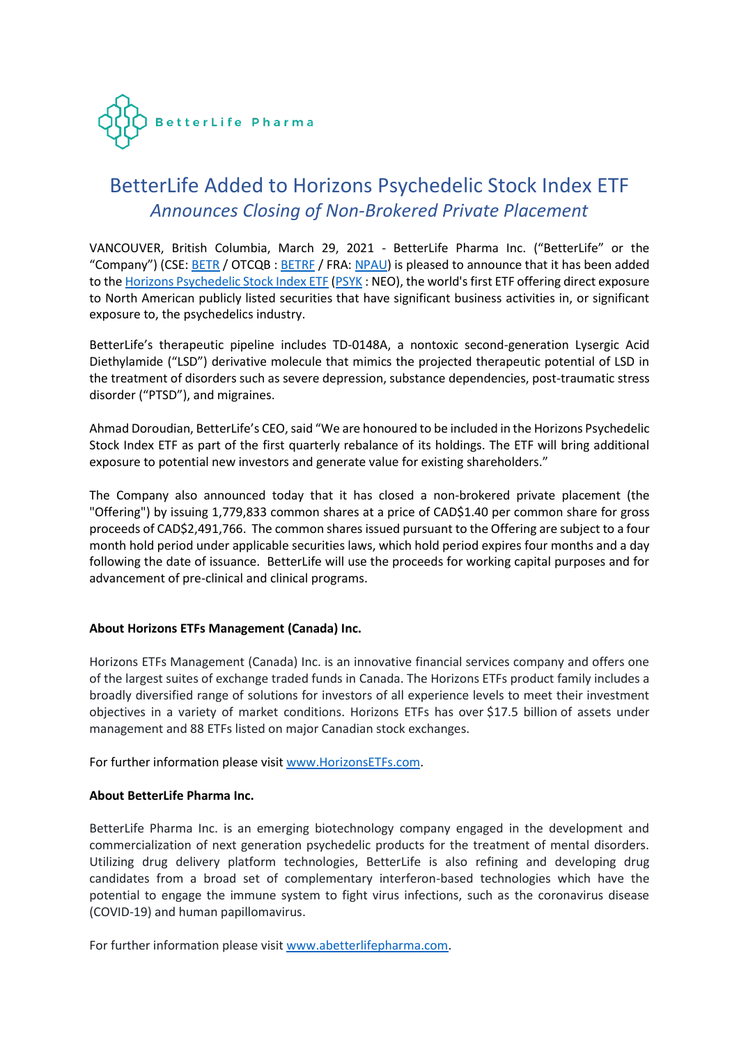BetterLife Pharma

# BetterLife Added to Horizons Psychedelic Stock Index ETF

## *Announces Closing of Non-Brokered Private Placement*

VANCOUVER, British Columbia, March 29, 2021 - BetterLife Pharma Inc. ("BetterLife" or the "Company") (CSE: BETR / OTCQB : BETRF / FRA: NPAU) is pleased to announce that it has been added to the Horizons Psychedelic Stock Index ETF (PSYK : NEO), the world's first ETF offering direct exposure to North American publicly listed securities that have significant business activities in, or significant exposure to, the psychedelics industry.

BetterLife's therapeutic pipeline includes TD-0148A, a nontoxic second-generation Lysergic Acid Diethylamide ("LSD") derivative molecule that mimics the projected therapeutic potential of LSD in the treatment of disorders such as severe depression, substance dependencies, post-traumatic stress disorder ("PTSD"), and migraines.

Ahmad Doroudian, BetterLife's CEO, said "We are honoured to be included in the Horizons Psychedelic Stock Index ETF as part of the first quarterly rebalance of its holdings. The ETF will bring additional exposure to potential new investors and generate value for existing shareholders."

The Company also announced today that it has closed a non-brokered private placement (the "Offering") by issuing 1,779,833 common shares at a price of CAD$1.40 per common share for gross proceeds of CAD$2,491,766. The common shares issued pursuant to the Offering are subject to a four month hold period under applicable securities laws, which hold period expires four months and a day following the date of issuance. BetterLife will use the proceeds for working capital purposes and for advancement of pre-clinical and clinical programs.

**About Horizons ETFs Management (Canada) Inc.**

Horizons ETFs Management (Canada) Inc. is an innovative financial services company and offers one of the largest suites of exchange traded funds in Canada. The Horizons ETFs product family includes a broadly diversified range of solutions for investors of all experience levels to meet their investment objectives in a variety of market conditions. Horizons ETFs has over $17.5 billion of assets under management and 88 ETFs listed on major Canadian stock exchanges.

For further information please visit www.HorizonsETFs.com.

**About BetterLife Pharma Inc.**

BetterLife Pharma Inc. is an emerging biotechnology company engaged in the development and commercialization of next generation psychedelic products for the treatment of mental disorders. Utilizing drug delivery platform technologies, BetterLife is also refining and developing drug candidates from a broad set of complementary interferon-based technologies which have the potential to engage the immune system to fight virus infections, such as the coronavirus disease (COVID-19) and human papillomavirus.

For further information please visit www.abetterlifepharma.com.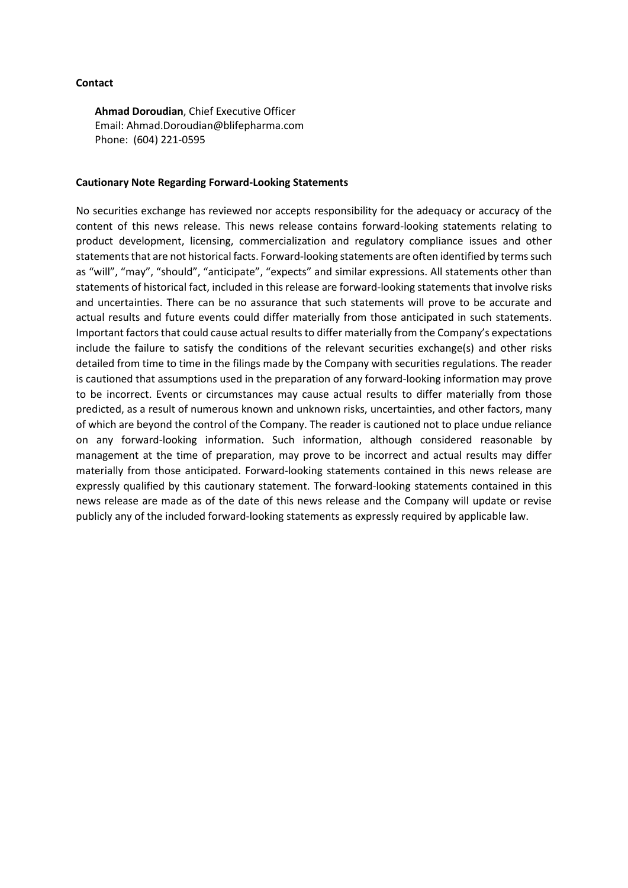**Contact**

**Ahmad Doroudian**, Chief Executive Officer
Email: Ahmad.Doroudian@blifepharma.com
Phone: (604) 221-0595

**Cautionary Note Regarding Forward-Looking Statements**

No securities exchange has reviewed nor accepts responsibility for the adequacy or accuracy of the content of this news release. This news release contains forward-looking statements relating to product development, licensing, commercialization and regulatory compliance issues and other statements that are not historical facts. Forward-looking statements are often identified by terms such as "will", "may", "should", "anticipate", "expects" and similar expressions. All statements other than statements of historical fact, included in this release are forward-looking statements that involve risks and uncertainties. There can be no assurance that such statements will prove to be accurate and actual results and future events could differ materially from those anticipated in such statements. Important factors that could cause actual results to differ materially from the Company's expectations include the failure to satisfy the conditions of the relevant securities exchange(s) and other risks detailed from time to time in the filings made by the Company with securities regulations. The reader is cautioned that assumptions used in the preparation of any forward-looking information may prove to be incorrect. Events or circumstances may cause actual results to differ materially from those predicted, as a result of numerous known and unknown risks, uncertainties, and other factors, many of which are beyond the control of the Company. The reader is cautioned not to place undue reliance on any forward-looking information. Such information, although considered reasonable by management at the time of preparation, may prove to be incorrect and actual results may differ materially from those anticipated. Forward-looking statements contained in this news release are expressly qualified by this cautionary statement. The forward-looking statements contained in this news release are made as of the date of this news release and the Company will update or revise publicly any of the included forward-looking statements as expressly required by applicable law.